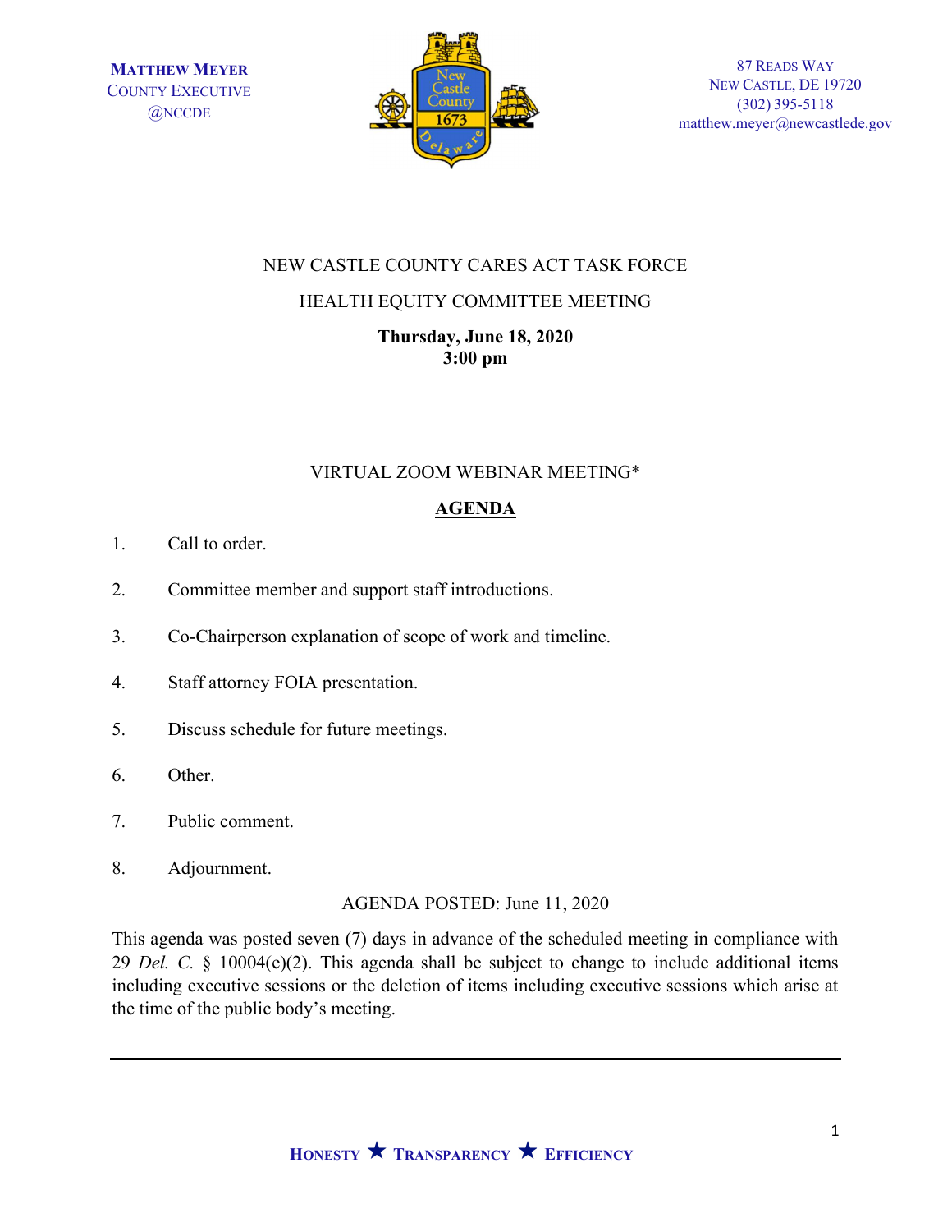MATTHEW MEYER
COUNTY EXECUTIVE
@NCCDE

87 READS WAY
NEW CASTLE, DE 19720
(302) 395-5118
matthew.meyer@newcastlede.gov

NEW CASTLE COUNTY CARES ACT TASK FORCE

HEALTH EQUITY COMMITTEE MEETING

**Thursday, June 18, 2020**
**3:00 pm**

VIRTUAL ZOOM WEBINAR MEETING*

## AGENDA

1. Call to order.
2. Committee member and support staff introductions.
3. Co-Chairperson explanation of scope of work and timeline.
4. Staff attorney FOIA presentation.
5. Discuss schedule for future meetings.
6. Other.
7. Public comment.
8. Adjournment.

AGENDA POSTED: June 11, 2020

This agenda was posted seven (7) days in advance of the scheduled meeting in compliance with 29 *Del. C.* § 10004(e)(2). This agenda shall be subject to change to include additional items including executive sessions or the deletion of items including executive sessions which arise at the time of the public body's meeting.

HONESTY ★ TRANSPARENCY ★ EFFICIENCY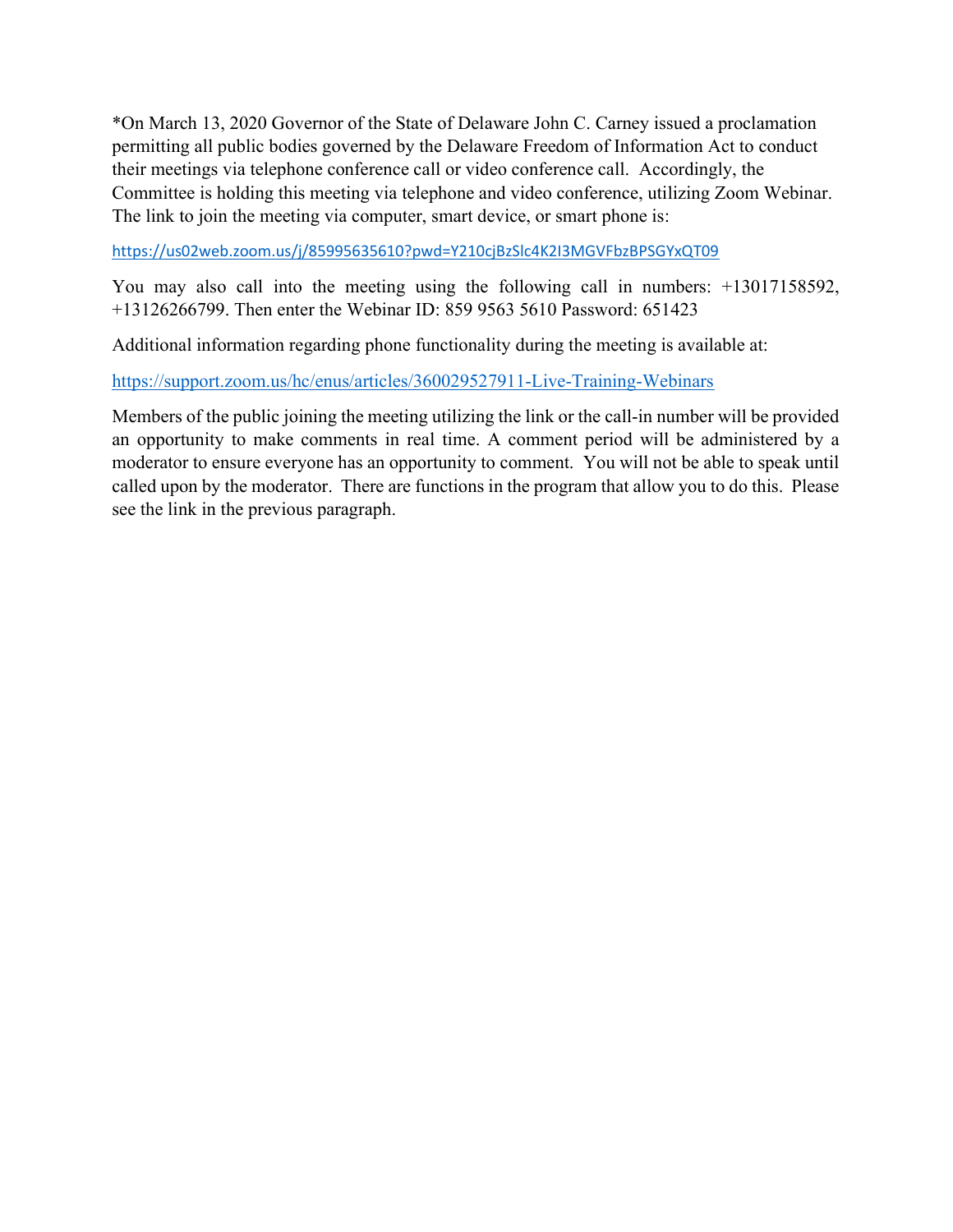*On March 13, 2020 Governor of the State of Delaware John C. Carney issued a proclamation permitting all public bodies governed by the Delaware Freedom of Information Act to conduct their meetings via telephone conference call or video conference call. Accordingly, the Committee is holding this meeting via telephone and video conference, utilizing Zoom Webinar. The link to join the meeting via computer, smart device, or smart phone is:

https://us02web.zoom.us/j/85995635610?pwd=Y210cjBzSlc4K2I3MGVFbzBPSGYxQT09

You may also call into the meeting using the following call in numbers: +13017158592, +13126266799. Then enter the Webinar ID: 859 9563 5610 Password: 651423

Additional information regarding phone functionality during the meeting is available at:

https://support.zoom.us/hc/enus/articles/360029527911-Live-Training-Webinars

Members of the public joining the meeting utilizing the link or the call-in number will be provided an opportunity to make comments in real time. A comment period will be administered by a moderator to ensure everyone has an opportunity to comment. You will not be able to speak until called upon by the moderator. There are functions in the program that allow you to do this. Please see the link in the previous paragraph.